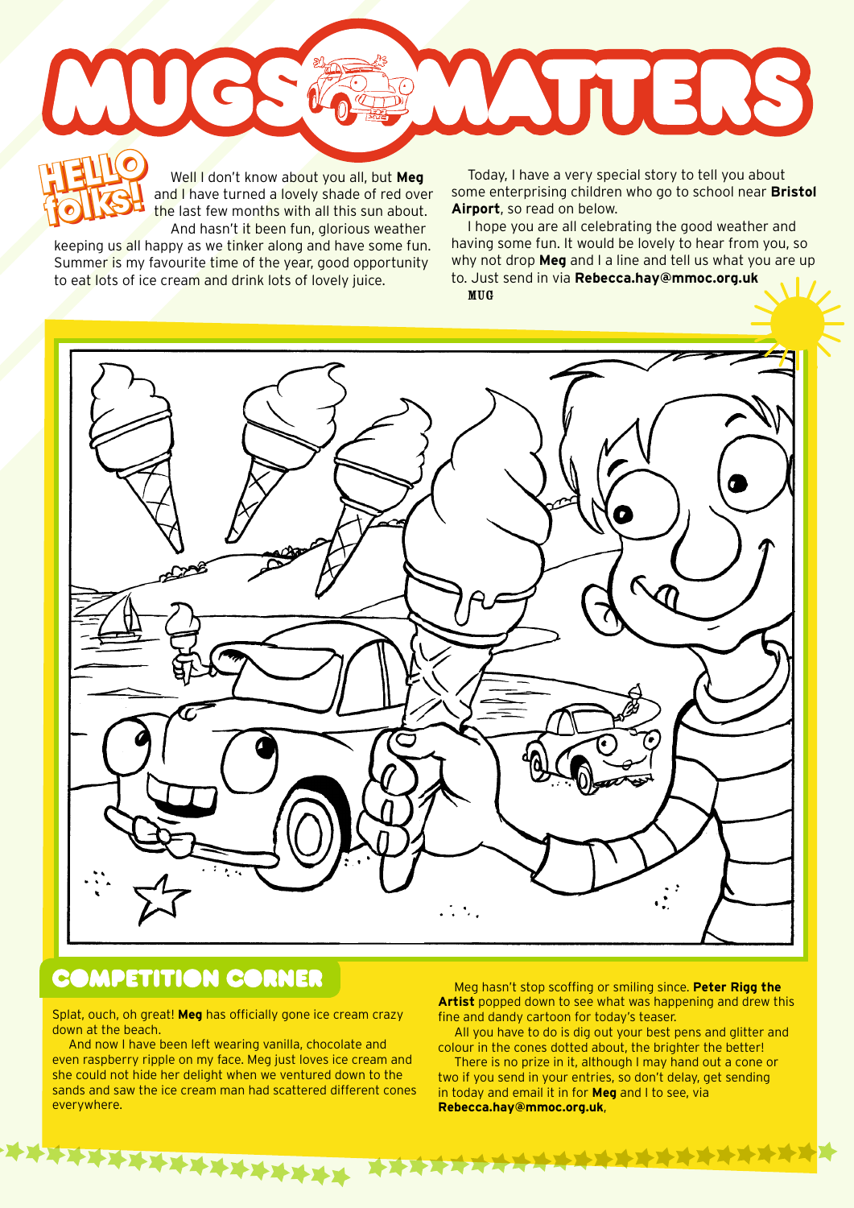# MUGS MATTERS

## HELLO folks!

Well I don't know about you all, but **Meg** and I have turned a lovely shade of red over the last few months with all this sun about.

And hasn't it been fun, glorious weather keeping us all happy as we tinker along and have some fun. Summer is my favourite time of the year, good opportunity to eat lots of ice cream and drink lots of lovely juice.

Today, I have a very special story to tell you about some enterprising children who go to school near **Bristol Airport**, so read on below.

I hope you are all celebrating the good weather and having some fun. It would be lovely to hear from you, so why not drop **Meg** and I a line and tell us what you are up to. Just send in via **Rebecca.hay@mmoc.org.uk**

MUG

## COMPETITION CORNER

Splat, ouch, oh great! **Meg** has officially gone ice cream crazy down at the beach.

And now I have been left wearing vanilla, chocolate and even raspberry ripple on my face. Meg just loves ice cream and she could not hide her delight when we ventured down to the sands and saw the ice cream man had scattered different cones everywhere.

Meg hasn't stop scoffing or smiling since. **Peter Rigg the Artist** popped down to see what was happening and drew this fine and dandy cartoon for today's teaser.

All you have to do is dig out your best pens and glitter and colour in the cones dotted about, the brighter the better!

There is no prize in it, although I may hand out a cone or two if you send in your entries, so don't delay, get sending in today and email it in for **Meg** and I to see, via **Rebecca.hay@mmoc.org.uk**,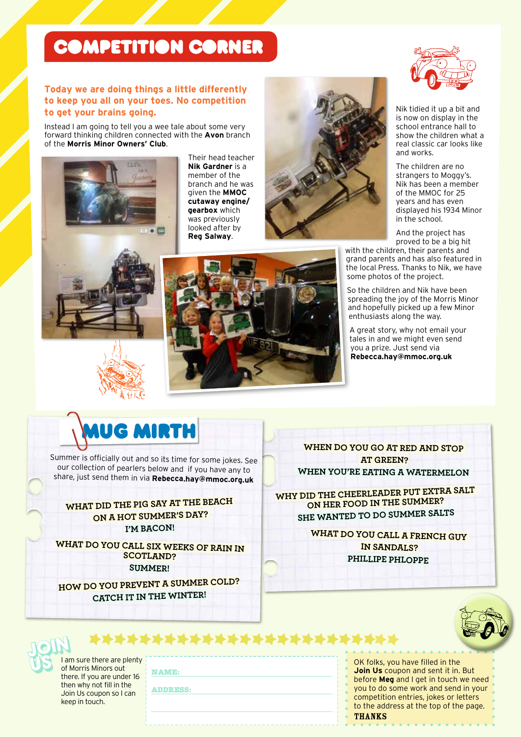# COMPETITION CORNER

**Today we are doing things a little differently to keep you all on your toes. No competition to get your brains going.**

Instead I am going to tell you a wee tale about some very forward thinking children connected with the **Avon** branch of the **Morris Minor Owners' Club**.

Their head teacher **Nik Gardner** is a member of the branch and he was given the **MMOC cutaway engine/ gearbox** which was previously looked after by **Reg Salway**.

Nik tidied it up a bit and is now on display in the school entrance hall to show the children what a real classic car looks like and works.

The children are no strangers to Moggy's. Nik has been a member of the MMOC for 25 years and has even displayed his 1934 Minor in the school.

And the project has proved to be a big hit with the children, their parents and grand parents and has also featured in the local Press. Thanks to Nik, we have some photos of the project.

So the children and Nik have been spreading the joy of the Morris Minor and hopefully picked up a few Minor enthusiasts along the way.

A great story, why not email your tales in and we might even send you a prize. Just send via **Rebecca.hay@mmoc.org.uk**

# MUG MIRTH

Summer is officially out and so its time for some jokes. See our collection of pearlers below and if you have any to share, just send them in via **Rebecca.hay@mmoc.org.uk**

WHAT DID THE PIG SAY AT THE BEACH ON A HOT SUMMER'S DAY?
I'M BACON!

WHAT DO YOU CALL SIX WEEKS OF RAIN IN SCOTLAND?
SUMMER!

HOW DO YOU PREVENT A SUMMER COLD?
CATCH IT IN THE WINTER!

WHEN DO YOU GO AT RED AND STOP AT GREEN?
WHEN YOU'RE EATING A WATERMELON

WHY DID THE CHEERLEADER PUT EXTRA SALT ON HER FOOD IN THE SUMMER?
SHE WANTED TO DO SUMMER SALTS

WHAT DO YOU CALL A FRENCH GUY IN SANDALS?
PHILLIPE PHLOPPE

## JOIN US

I am sure there are plenty of Morris Minors out there. If you are under 16 then why not fill in the Join Us coupon so I can keep in touch.

NAME:

ADDRESS:

OK folks, you have filled in the **Join Us** coupon and sent it in. But before **Meg** and I get in touch we need you to do some work and send in your competition entries, jokes or letters to the address at the top of the page.
**THANKS**